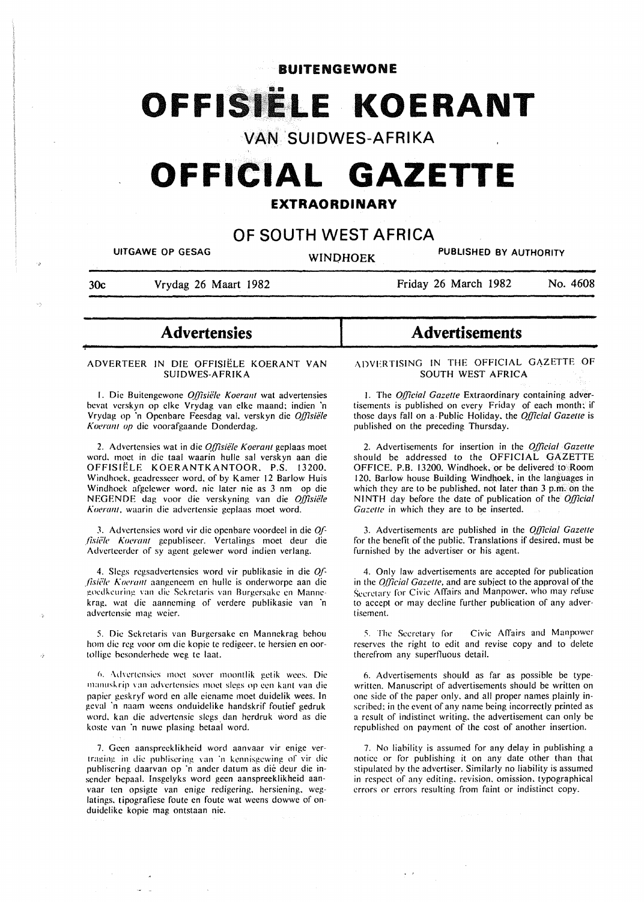**BUITENGEWONE**

# OFFISIËLE KOERANT

VAN SUIDWES-AFRIKA

# OFFICIAL GAZETTE

**EXTRAORDINARY**

## OF SOUTH WEST AFRICA

UITGAWE OP GESAG — WINDHOEK — PUBLISHED BY AUTHORITY

30c — Vrydag 26 Maart 1982 — Friday 26 March 1982 — No. 4608

## Advertensies

ADVERTEER IN DIE OFFISIËLE KOERANT VAN SUIDWES-AFRIKA

1. Die Buitengewone *Offisiële Koerant* wat advertensies bevat verskyn op elke Vrydag van elke maand; indien 'n Vrydag op 'n Openbare Feesdag val, verskyn die *Offisiële Koerant* op die voorafgaande Donderdag.

2. Advertensies wat in die *Offisiële Koerant* geplaas moet word, moet in die taal waarin hulle sal verskyn aan die OFFISIËLE KOERANTKANTOOR, P.S. 13200, Windhoek, geadresseer word, of by Kamer 12 Barlow Huis Windhoek afgelewer word, nie later nie as 3 nm op die NEGENDE dag voor die verskyning van die *Offisiële Koerant*, waarin die advertensie geplaas moet word.

3. Advertensies word vir die openbare voordeel in die *Offisiële Koerant* gepubliseer. Vertalings moet deur die Adverteerder of sy agent gelewer word indien verlang.

4. Slegs regsadvertensies word vir publikasie in die *Offisiële Koerant* aangeneem en hulle is onderworpe aan die goedkeuring van die Sekretaris van Burgersake en Mannekrag, wat die aanneming of verdere publikasie van 'n advertensie mag weier.

5. Die Sekretaris van Burgersake en Mannekrag behou hom die reg voor om die kopie te redigeer, te hersien en oortollige besonderhede weg te laat.

6. Advertensies moet sover moontlik getik wees. Die manuskrip van advertensies moet slegs op een kant van die papier geskryf word en alle eiename moet duidelik wees. In geval 'n naam weens onduidelike handskrif foutief gedruk word, kan die advertensie slegs dan herdruk word as die koste van 'n nuwe plasing betaal word.

7. Geen aanspreeklikheid word aanvaar vir enige vertraging in die publisering van 'n kennisgewing of vir die publisering daarvan op 'n ander datum as dié deur die insender bepaal. Insgelyks word geen aanspreeklikheid aanvaar ten opsigte van enige redigering, hersiening, weglatings, tipografiese foute en foute wat weens dowwe of onduidelike kopie mag ontstaan nie.

## Advertisements

ADVERTISING IN THE OFFICIAL GAZETTE OF SOUTH WEST AFRICA

1. The *Official Gazette* Extraordinary containing advertisements is published on every Friday of each month; if those days fall on a Public Holiday, the *Official Gazette* is published on the preceding Thursday.

2. Advertisements for insertion in the *Official Gazette* should be addressed to the OFFICIAL GAZETTE OFFICE, P.B. 13200, Windhoek, or be delivered to Room 120, Barlow house Building Windhoek, in the languages in which they are to be published, not later than 3 p.m. on the NINTH day before the date of publication of the *Official Gazette* in which they are to be inserted.

3. Advertisements are published in the *Official Gazette* for the benefit of the public. Translations if desired, must be furnished by the advertiser or his agent.

4. Only law advertisements are accepted for publication in the *Official Gazette*, and are subject to the approval of the Secretary for Civic Affairs and Manpower, who may refuse to accept or may decline further publication of any advertisement.

5. The Secretary for Civic Affairs and Manpower reserves the right to edit and revise copy and to delete therefrom any superfluous detail.

6. Advertisements should as far as possible be typewritten. Manuscript of advertisements should be written on one side of the paper only, and all proper names plainly inscribed; in the event of any name being incorrectly printed as a result of indistinct writing, the advertisement can only be republished on payment of the cost of another insertion.

7. No liability is assumed for any delay in publishing a notice or for publishing it on any date other than that stipulated by the advertiser. Similarly no liability is assumed in respect of any editing, revision, omission, typographical errors or errors resulting from faint or indistinct copy.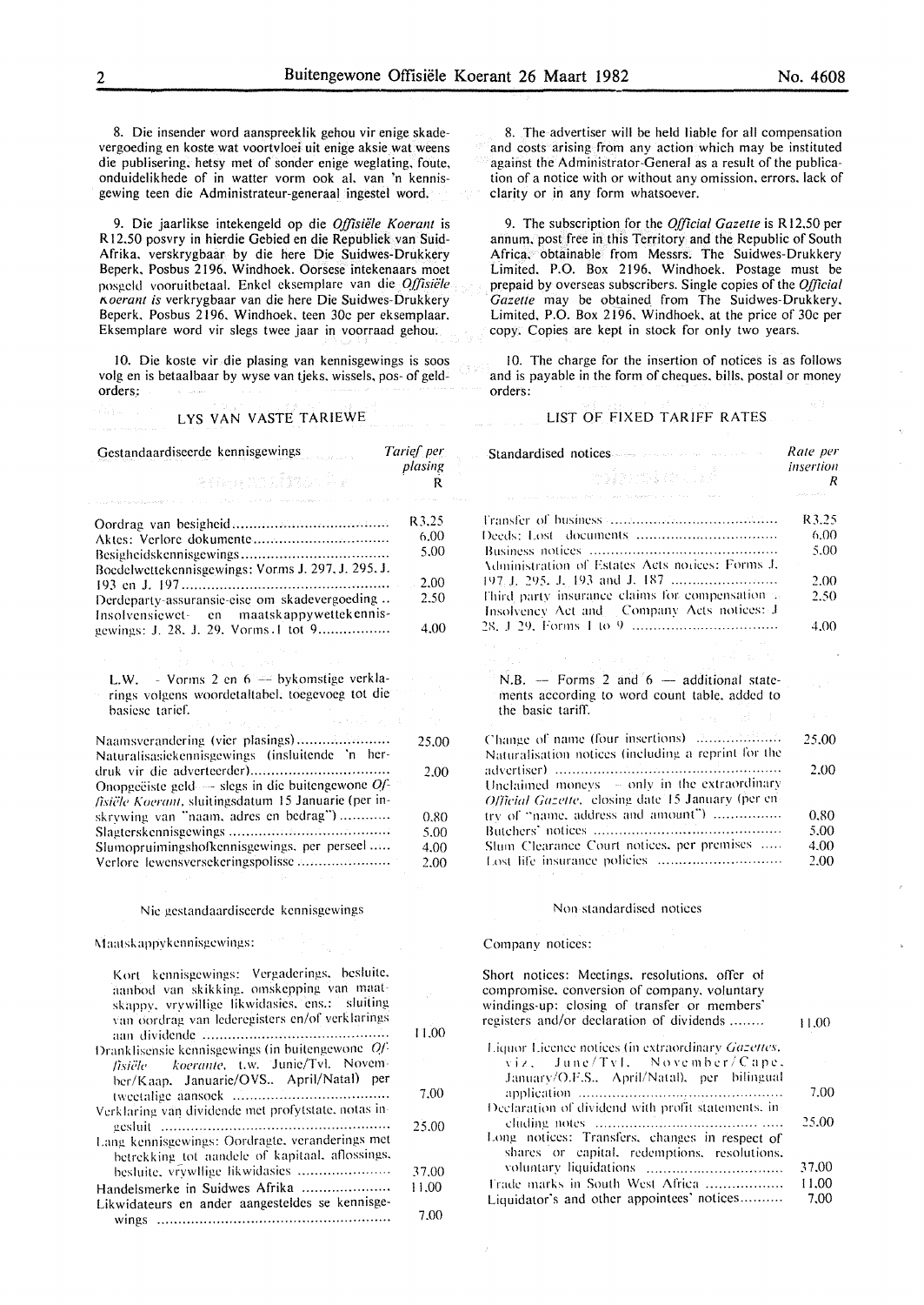8. Die insender word aanspreeklik gehou vir enige skadevergoeding en koste wat voortvloei uit enige aksie wat weens die publisering, hetsy met of sonder enige weglating, foute, onduidelikhede of in watter vorm ook al, van 'n kennisgewing teen die Administrateur-generaal ingestel word.

9. Die jaarlikse intekengeld op die *Offisiële Koerant* is R12,50 posvry in hierdie Gebied en die Republiek van Suid-Afrika, verskrygbaar by die here Die Suidwes-Drukkery Beperk, Posbus 2196, Windhoek. Oorsese intekenaars moet posgeld vooruitbetaal. Enkel eksemplare van die *Offisiële Koerant is* verkrygbaar van die here Die Suidwes-Drukkery Beperk, Posbus 2196, Windhoek, teen 30c per eksemplaar. Eksemplare word vir slegs twee jaar in voorraad gehou.

10. Die koste vir die plasing van kennisgewings is soos volg en is betaalbaar by wyse van tjeks, wissels, pos- of geldorders:

## LYS VAN VASTE TARIEWE

| Gestandaardiseerde kennisgewings | *Tarief per plasing* R |
|---|---|
| Oordrag van besigheid | R3,25 |
| Aktes: Verlore dokumente | 6,00 |
| Besigheidskennisgewings | 5,00 |
| Boedelwettekennisgewings: Vorms J. 297, J. 295, J. 193 en J. 197 | 2,00 |
| Derdeparty-assuransie-eise om skadevergoeding | 2,50 |
| Insolvensiewet- en maatskappywettekennisgewings: J. 28, J. 29. Vorms 1 tot 9 | 4,00 |

L.W. - Vorms 2 en 6 — bykomstige verklarings volgens woordetaltabel, toegevoeg tot die basiese tarief.

| | |
|---|---|
| Naamsverandering (vier plasings) | 25,00 |
| Naturalisasiekennisgewings (insluitende 'n herdruk vir die adverteerder) | 2,00 |
| Onopgeëiste geld — slegs in die buitengewone *Offisiële Koerant*, sluitingsdatum 15 Januarie (per inskrywing van "naam, adres en bedrag") | 0,80 |
| Slagterskennisgewings | 5,00 |
| Slumopruimingshofkennisgewings, per perseel | 4,00 |
| Verlore lewensversekeringspolisse | 2,00 |

Nie gestandaardiseerde kennisgewings

Maatskappykennisgewings:

| | |
|---|---|
| Kort kennisgewings: Vergaderings, besluite, aanbod van skikking, omskepping van maatskappy, vrywillige likwidasies, ens.: sluiting van oordrag van lederegisters en/of verklarings aan dividende | 11,00 |
| Dranklisensie kennisgewings (in buitengewone *Offisiële Koerante*, t.w. Junie/Tvl. November/Kaap. Januarie/OVS., April/Natal) per tweetalige aansoek | 7,00 |
| Verklaring van dividende met profytstate, notas ingesluit | 25,00 |
| Lang kennisgewings: Oordragte, veranderings met betrekking tot aandele of kapitaal, aflossings, besluite, vrywillige likwidasies | 37,00 |
| Handelsmerke in Suidwes Afrika | 11,00 |
| Likwidateurs en ander aangesteldes se kennisgewings | 7,00 |

8. The advertiser will be held liable for all compensation and costs arising from any action which may be instituted against the Administrator-General as a result of the publication of a notice with or without any omission, errors, lack of clarity or in any form whatsoever.

9. The subscription for the *Official Gazette* is R12,50 per annum, post free in this Territory and the Republic of South Africa, obtainable from Messrs. The Suidwes-Drukkery Limited, P.O. Box 2196, Windhoek. Postage must be prepaid by overseas subscribers. Single copies of the *Official Gazette* may be obtained from The Suidwes-Drukkery, Limited, P.O. Box 2196, Windhoek, at the price of 30c per copy. Copies are kept in stock for only two years.

10. The charge for the insertion of notices is as follows and is payable in the form of cheques, bills, postal or money orders:

## LIST OF FIXED TARIFF RATES

| Standardised notices | *Rate per insertion* R |
|---|---|
| Transfer of business | R3,25 |
| Deeds: Lost documents | 6,00 |
| Business notices | 5,00 |
| Administration of Estates Acts notices: Forms J. 197 J. 295, J. 193 and J. 187 | 2,00 |
| Third party insurance claims for compensation | 2,50 |
| Insolvency Act and Company Acts notices: J 28, J 29, Forms 1 to 9 | 4,00 |

N.B. — Forms 2 and 6 — additional statements according to word count table, added to the basic tariff.

| | |
|---|---|
| Change of name (four insertions) | 25,00 |
| Naturalisation notices (including a reprint for the advertiser) | 2,00 |
| Unclaimed moneys — only in the extraordinary *Official Gazette*, closing date 15 January (per entry of "name, address and amount") | 0,80 |
| Butchers' notices | 5,00 |
| Slum Clearance Court notices, per premises | 4,00 |
| Lost life insurance policies | 2,00 |

Non standardised notices

Company notices:

| | |
|---|---|
| Short notices: Meetings, resolutions, offer of compromise, conversion of company, voluntary windings-up: closing of transfer or members' registers and/or declaration of dividends | 11,00 |
| Liquor Licence notices (in extraordinary *Gazettes*, viz. June/Tvl. November/Cape, January/O.F.S., April/Natal), per bilingual application | 7,00 |
| Declaration of dividend with profit statements, including notes | 25,00 |
| Long notices: Transfers, changes in respect of shares or capital, redemptions, resolutions, voluntary liquidations | 37,00 |
| Trade marks in South West Africa | 11,00 |
| Liquidator's and other appointees' notices | 7,00 |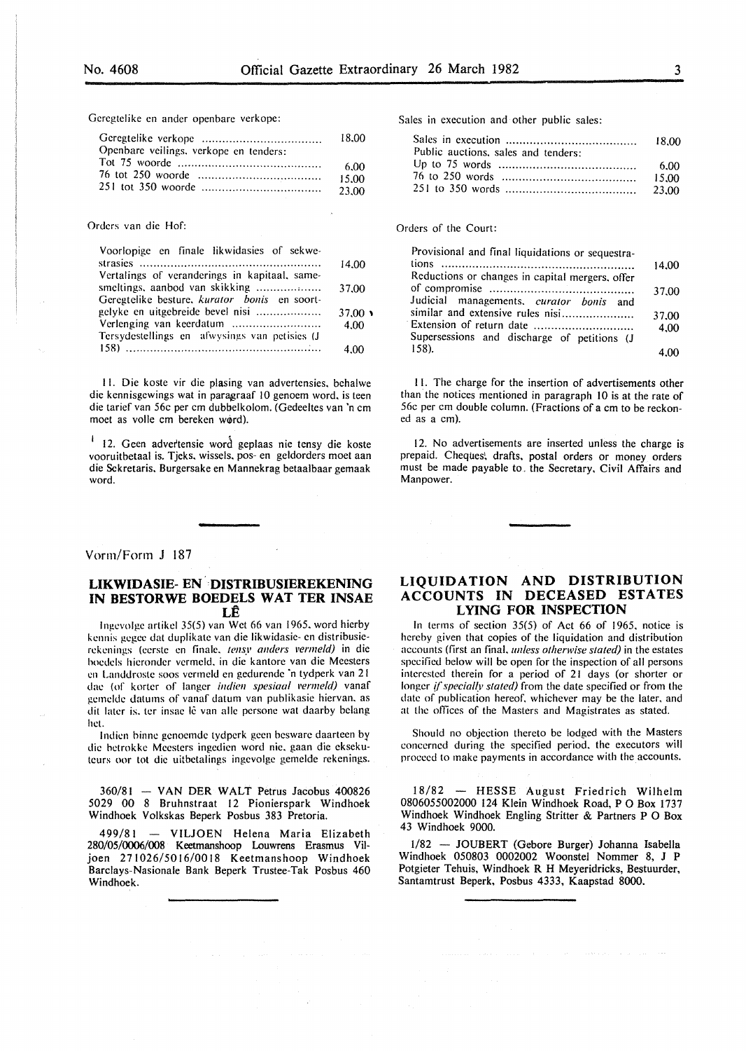Geregtelike en ander openbare verkope:

| | |
|---|---|
| Geregtelike verkope | 18,00 |
| Openbare veilings, verkope en tenders: | |
| Tot 75 woorde | 6,00 |
| 76 tot 250 woorde | 15,00 |
| 251 tot 350 woorde | 23,00 |

Orders van die Hof:

| | |
|---|---|
| Voorlopige en finale likwidasies of sekwestrasies | 14,00 |
| Vertalings of veranderings in kapitaal, samesmeltings, aanbod van skikking | 37,00 |
| Geregtelike besture, *kurator bonis* en soortgelyke en uitgebreide bevel nisi | 37,00 |
| Verlenging van keerdatum | 4,00 |
| Tersydestellings en afwysings van petisies (J 158) | 4,00 |

11. Die koste vir die plasing van advertensies, behalwe die kennisgewings wat in paragraaf 10 genoem word, is teen die tarief van 56c per cm dubbelkolom. (Gedeeltes van 'n cm moet as volle cm bereken word).

12. Geen advertensie word geplaas nie tensy die koste vooruitbetaal is. Tjeks, wissels, pos- en geldorders moet aan die Sekretaris, Burgersake en Mannekrag betaalbaar gemaak word.

Sales in execution and other public sales:

| | |
|---|---|
| Sales in execution | 18,00 |
| Public auctions, sales and tenders: | |
| Up to 75 words | 6,00 |
| 76 to 250 words | 15,00 |
| 251 to 350 words | 23,00 |

Orders of the Court:

| | |
|---|---|
| Provisional and final liquidations or sequestrations | 14,00 |
| Reductions or changes in capital mergers, offer of compromise | 37,00 |
| Judicial managements, *curator bonis* and similar and extensive rules nisi | 37,00 |
| Extension of return date | 4,00 |
| Supersessions and discharge of petitions (J 158). | 4,00 |

11. The charge for the insertion of advertisements other than the notices mentioned in paragraph 10 is at the rate of 56c per cm double column. (Fractions of a cm to be reckoned as a cm).

12. No advertisements are inserted unless the charge is prepaid. Cheques, drafts, postal orders or money orders must be made payable to the Secretary, Civil Affairs and Manpower.

Vorm/Form J 187

## LIKWIDASIE- EN DISTRIBUSIEREKENING IN BESTORWE BOEDELS WAT TER INSAE LÊ

Ingevolge artikel 35(5) van Wet 66 van 1965, word hierby kennis gegee dat duplikate van die likwidasie- en distribusierekenings (eerste en finale, *tensy anders vermeld*) in die boedels hieronder vermeld, in die kantore van die Meesters en Landdroste soos vermeld en gedurende 'n tydperk van 21 dae (of korter of langer *indien spesiaal vermeld*) vanaf gemelde datums of vanaf datum van publikasie hiervan, as dit later is, ter insae lê van alle persone wat daarby belang het.

Indien binne genoemde tydperk geen besware daarteen by die betrokke Meesters ingedien word nie, gaan die eksekuteurs oor tot die uitbetalings ingevolge gemelde rekenings.

360/81 — VAN DER WALT Petrus Jacobus 400826 5029 00 8 Bruhnstraat 12 Pionierspark Windhoek Windhoek Volkskas Beperk Posbus 383 Pretoria.

499/81 — VILJOEN Helena Maria Elizabeth 280/05/0006/008 Keetmanshoop Louwrens Erasmus Viljoen 271026/5016/0018 Keetmanshoop Windhoek Barclays-Nasionale Bank Beperk Trustee-Tak Posbus 460 Windhoek.

## LIQUIDATION AND DISTRIBUTION ACCOUNTS IN DECEASED ESTATES LYING FOR INSPECTION

In terms of section 35(5) of Act 66 of 1965, notice is hereby given that copies of the liquidation and distribution accounts (first an final, *unless otherwise stated*) in the estates specified below will be open for the inspection of all persons interested therein for a period of 21 days (or shorter or longer *if specially stated*) from the date specified or from the date of publication hereof, whichever may be the later, and at the offices of the Masters and Magistrates as stated.

Should no objection thereto be lodged with the Masters concerned during the specified period, the executors will proceed to make payments in accordance with the accounts.

18/82 — HESSE August Friedrich Wilhelm 0806055002000 124 Klein Windhoek Road, P O Box 1737 Windhoek Windhoek Engling Stritter & Partners P O Box 43 Windhoek 9000.

1/82 — JOUBERT (Gebore Burger) Johanna Isabella Windhoek 050803 0002002 Woonstel Nommer 8, J P Potgieter Tehuis, Windhoek R H Meyeridricks, Bestuurder, Santamtrust Beperk, Posbus 4333, Kaapstad 8000.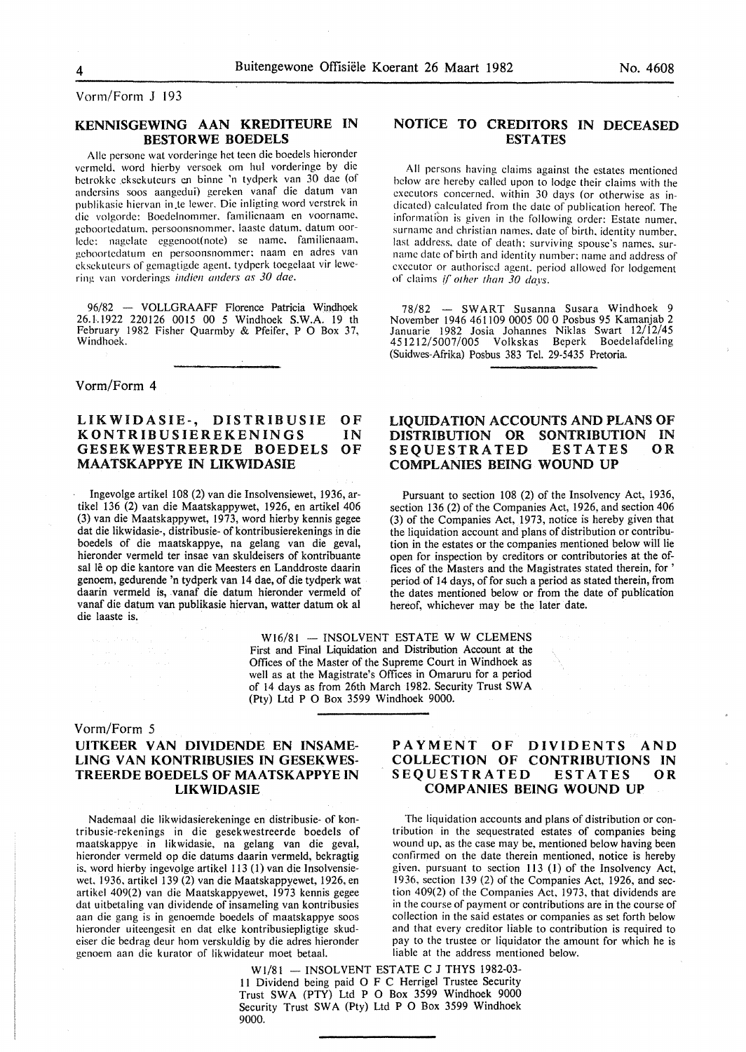Vorm/Form J 193

## KENNISGEWING AAN KREDITEURE IN BESTORWE BOEDELS

Alle persone wat vorderinge het teen die boedels hieronder vermeld, word hierby versoek om hul vorderinge by die betrokke eksekuteurs en binne 'n tydperk van 30 dae (of andersins soos aangedui) gereken vanaf die datum van publikasie hiervan in te lewer. Die inligting word verstrek in die volgorde: Boedelnommer, familienaam en voorname, geboortedatum, persoonsnommer, laaste datum, datum oorlede: nagelate eggenoot(note) se name, familienaam, geboortedatum en persoonsnommer; naam en adres van eksekuteurs of gemagtigde agent, tydperk toegelaat vir lewering van vorderings *indien anders as 30 dae.*

96/82 — VOLLGRAAFF Florence Patricia Windhoek 26.1.1922 220126 0015 00 5 Windhoek S.W.A. 19 th February 1982 Fisher Quarmby & Pfeifer, P O Box 37, Windhoek.

## NOTICE TO CREDITORS IN DECEASED ESTATES

All persons having claims against the estates mentioned below are hereby called upon to lodge their claims with the executors concerned, within 30 days (or otherwise as indicated) calculated from the date of publication hereof. The information is given in the following order: Estate numer, surname and christian names, date of birth, identity number, last address, date of death; surviving spouse's names, surname date of birth and identity number; name and address of executor or authorised agent, period allowed for lodgement of claims *if other than 30 days.*

78/82 — SWART Susanna Susara Windhoek 9 November 1946 461109 0005 00 0 Posbus 95 Kamanjab 2 Januarie 1982 Josia Johannes Niklas Swart 12/12/45 451212/5007/005 Volkskas Beperk Boedelafdeling (Suidwes-Afrika) Posbus 383 Tel. 29-5435 Pretoria.

Vorm/Form 4

## LIKWIDASIE-, DISTRIBUSIE OF KONTRIBUSIEREKENINGS IN GESEKWESTREERDE BOEDELS OF MAATSKAPPYE IN LIKWIDASIE

Ingevolge artikel 108 (2) van die Insolvensiewet, 1936, artikel 136 (2) van die Maatskappywet, 1926, en artikel 406 (3) van die Maatskappywet, 1973, word hierby kennis gegee dat die likwidasie-, distribusie- of kontribusierekenings in die boedels of die maatskappye, na gelang van die geval, hieronder vermeld ter insae van skuldeisers of kontribuante sal lê op die kantore van die Meesters en Landdroste daarin genoem, gedurende 'n tydperk van 14 dae, of die tydperk wat daarin vermeld is, vanaf die datum hieronder vermeld of vanaf die datum van publikasie hiervan, watter datum ok al die laaste is.

## LIQUIDATION ACCOUNTS AND PLANS OF DISTRIBUTION OR SONTRIBUTION IN SEQUESTRATED ESTATES OR COMPLANIES BEING WOUND UP

Pursuant to section 108 (2) of the Insolvency Act, 1936, section 136 (2) of the Companies Act, 1926, and section 406 (3) of the Companies Act, 1973, notice is hereby given that the liquidation account and plans of distribution or contribution in the estates or the companies mentioned below will lie open for inspection by creditors or contributories at the offices of the Masters and the Magistrates stated therein, for ' period of 14 days, of for such a period as stated therein, from the dates mentioned below or from the date of publication hereof, whichever may be the later date.

W16/81 — INSOLVENT ESTATE W W CLEMENS First and Final Liquidation and Distribution Account at the Offices of the Master of the Supreme Court in Windhoek as well as at the Magistrate's Offices in Omaruru for a period of 14 days as from 26th March 1982. Security Trust SWA (Pty) Ltd P O Box 3599 Windhoek 9000.

Vorm/Form 5

## UITKEER VAN DIVIDENDE EN INSAMELING VAN KONTRIBUSIES IN GESEKWESTREERDE BOEDELS OF MAATSKAPPYE IN LIKWIDASIE

Nademaal die likwidasierekeninge en distribusie- of kontribusie-rekenings in die gesekwestreerde boedels of maatskappye in likwidasie, na gelang van die geval, hieronder vermeld op die datums daarin vermeld, bekragtig is, word hierby ingevolge artikel 113 (1) van die Insolvensiewet, 1936, artikel 139 (2) van die Maatskappyewet, 1926, en artikel 409(2) van die Maatskappyewet, 1973 kennis gegee dat uitbetaling van dividende of insameling van kontribusies aan die gang is in genoemde boedels of maatskappye soos hieronder uiteengesit en dat elke kontribusiepligtige skuldeiser die bedrag deur hom verskuldig by die adres hieronder genoem aan die kurator of likwidateur moet betaal.

## PAYMENT OF DIVIDENTS AND COLLECTION OF CONTRIBUTIONS IN SEQUESTRATED ESTATES OR COMPANIES BEING WOUND UP

The liquidation accounts and plans of distribution or contribution in the sequestrated estates of companies being wound up, as the case may be, mentioned below having been confirmed on the date therein mentioned, notice is hereby given, pursuant to section 113 (1) of the Insolvency Act, 1936, section 139 (2) of the Companies Act, 1926, and section 409(2) of the Companies Act, 1973, that dividends are in the course of payment or contributions are in the course of collection in the said estates or companies as set forth below and that every creditor liable to contribution is required to pay to the trustee or liquidator the amount for which he is liable at the address mentioned below.

W1/81 — INSOLVENT ESTATE C J THYS 1982-03-11 Dividend being paid O F C Herrigel Trustee Security Trust SWA (PTY) Ltd P O Box 3599 Windhoek 9000 Security Trust SWA (Pty) Ltd P O Box 3599 Windhoek 9000.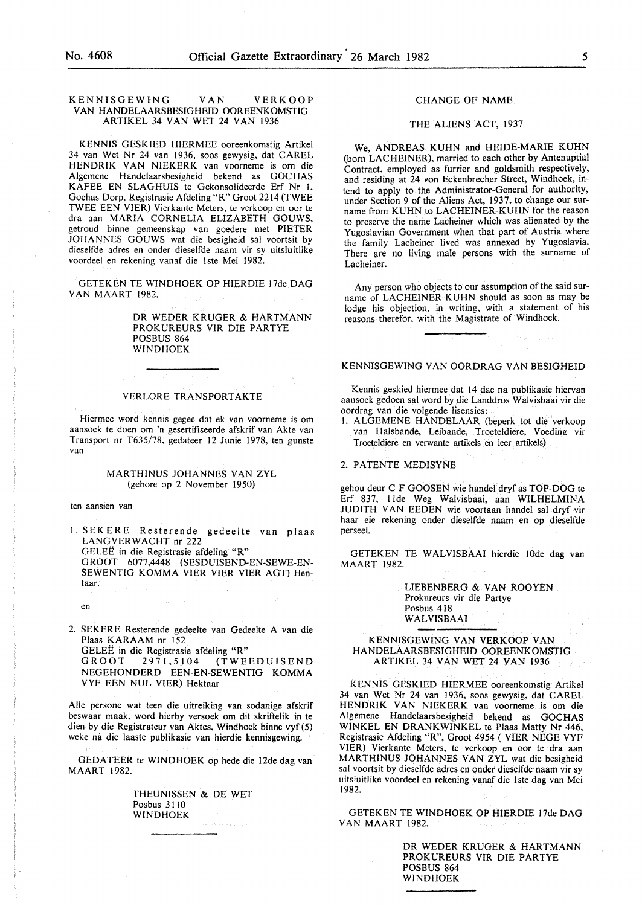## KENNISGEWING VAN VERKOOP VAN HANDELAARSBESIGHEID OOREENKOMSTIG ARTIKEL 34 VAN WET 24 VAN 1936

KENNIS GESKIED HIERMEE ooreenkomstig Artikel 34 van Wet Nr 24 van 1936, soos gewysig, dat CAREL HENDRIK VAN NIEKERK van voorneme is om die Algemene Handelaarsbesigheid bekend as GOCHAS KAFEE EN SLAGHUIS te Gekonsolideerde Erf Nr 1, Gochas Dorp, Registrasie Afdeling "R" Groot 2214 (TWEE TWEE EEN VIER) Vierkante Meters, te verkoop en oor te dra aan MARIA CORNELIA ELIZABETH GOUWS, getroud binne gemeenskap van goedere met PIETER JOHANNES GOUWS wat die besigheid sal voortsit by dieselfde adres en onder dieselfde naam vir sy uitsluitlike voordeel en rekening vanaf die 1ste Mei 1982.

GETEKEN TE WINDHOEK OP HIERDIE 17de DAG VAN MAART 1982.

DR WEDER KRUGER & HARTMANN
PROKUREURS VIR DIE PARTYE
POSBUS 864
WINDHOEK

---

## VERLORE TRANSPORTAKTE

Hiermee word kennis gegee dat ek van voorneme is om aansoek te doen om 'n gesertifiseerde afskrif van Akte van Transport nr T635/78, gedateer 12 Junie 1978, ten gunste van

MARTHINUS JOHANNES VAN ZYL
(gebore op 2 November 1950)

ten aansien van

1. SEKERE Resterende gedeelte van plaas LANGVERWACHT nr 222
   GELEË in die Registrasie afdeling "R"
   GROOT 6077,4448 (SESDUISEND-EN-SEWE-EN-SEWENTIG KOMMA VIER VIER VIER AGT) Hektaar.

en

2. SEKERE Resterende gedeelte van Gedeelte A van die Plaas KARAAM nr 152
   GELEË in die Registrasie afdeling "R"
   GROOT 2971,5104 (TWEEDUISEND NEGEHONDERD EEN-EN-SEWENTIG KOMMA VYF EEN NUL VIER) Hektaar

Alle persone wat teen die uitreiking van sodanige afskrif beswaar maak, word hierby versoek om dit skriftelik in te dien by die Registrateur van Aktes, Windhoek binne vyf (5) weke ná die laaste publikasie van hierdie kennisgewing.

GEDATEER te WINDHOEK op hede die 12de dag van MAART 1982.

THEUNISSEN & DE WET
Posbus 3110
WINDHOEK

---

## CHANGE OF NAME

### THE ALIENS ACT, 1937

We, ANDREAS KUHN and HEIDE-MARIE KUHN (born LACHEINER), married to each other by Antenuptial Contract, employed as furrier and goldsmith respectively, and residing at 24 von Eckenbrecher Street, Windhoek, intend to apply to the Administrator-General for authority, under Section 9 of the Aliens Act, 1937, to change our surname from KUHN to LACHEINER-KUHN for the reason to preserve the name Lacheiner which was alienated by the Yugoslavian Government when that part of Austria where the family Lacheiner lived was annexed by Yugoslavia. There are no living male persons with the surname of Lacheiner.

Any person who objects to our assumption of the said surname of LACHEINER-KUHN should as soon as may be lodge his objection, in writing, with a statement of his reasons therefor, with the Magistrate of Windhoek.

---

## KENNISGEWING VAN OORDRAG VAN BESIGHEID

Kennis geskied hiermee dat 14 dae na publikasie hiervan aansoek gedoen sal word by die Landdros Walvisbaai vir die oordrag van die volgende lisensies:

1. ALGEMENE HANDELAAR (beperk tot die verkoop van Halsbande, Leibande, Troeteldiere, Voeding vir Troeteldiere en verwante artikels en leer artikels)

2. PATENTE MEDISYNE

gehou deur C F GOOSEN wie handel dryf as TOP-DOG te Erf 837, 11de Weg Walvisbaai, aan WILHELMINA JUDITH VAN EEDEN wie voortaan handel sal dryf vir haar eie rekening onder dieselfde naam en op dieselfde perseel.

GETEKEN TE WALVISBAAI hierdie 10de dag van MAART 1982.

LIEBENBERG & VAN ROOYEN
Prokureurs vir die Partye
Posbus 418
WALVISBAAI

---

## KENNISGEWING VAN VERKOOP VAN HANDELAARSBESIGHEID OOREENKOMSTIG ARTIKEL 34 VAN WET 24 VAN 1936

KENNIS GESKIED HIERMEE ooreenkomstig Artikel 34 van Wet Nr 24 van 1936, soos gewysig, dat CAREL HENDRIK VAN NIEKERK van voorneme is om die Algemene Handelaarsbesigheid bekend as GOCHAS WINKEL EN DRANKWINKEL te Plaas Matty Nr 446, Registrasie Afdeling "R", Groot 4954 ( VIER NEGE VYF VIER) Vierkante Meters, te verkoop en oor te dra aan MARTHINUS JOHANNES VAN ZYL wat die besigheid sal voortsit by dieselfde adres en onder dieselfde naam vir sy uitsluitlike voordeel en rekening vanaf die 1ste dag van Mei 1982.

GETEKEN TE WINDHOEK OP HIERDIE 17de DAG VAN MAART 1982.

DR WEDER KRUGER & HARTMANN
PROKUREURS VIR DIE PARTYE
POSBUS 864
WINDHOEK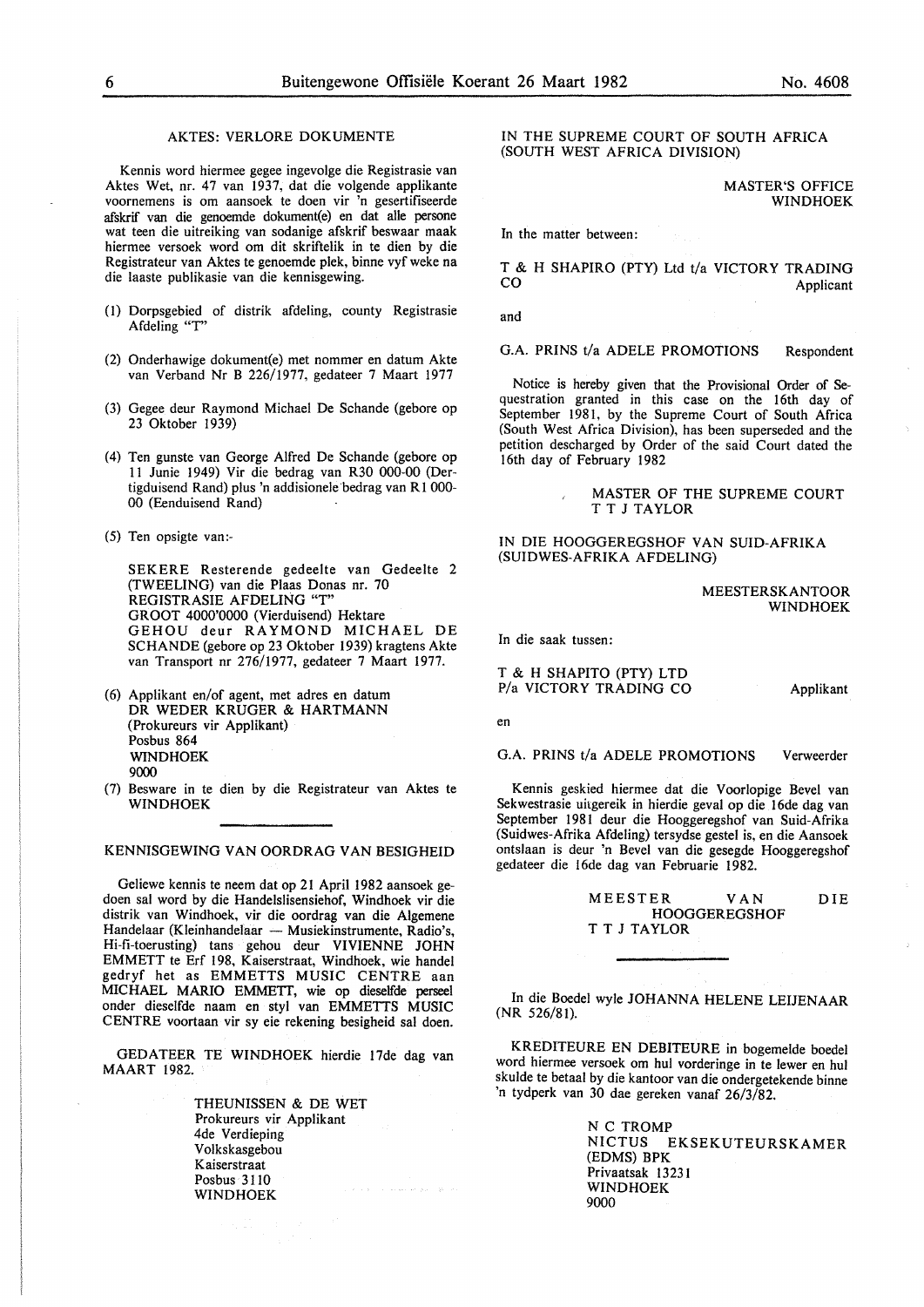## AKTES: VERLORE DOKUMENTE

Kennis word hiermee gegee ingevolge die Registrasie van Aktes Wet, nr. 47 van 1937, dat die volgende applikante voornemens is om aansoek te doen vir 'n gesertifiseerde afskrif van die genoemde dokument(e) en dat alle persone wat teen die uitreiking van sodanige afskrif beswaar maak hiermee versoek word om dit skriftelik in te dien by die Registrateur van Aktes te genoemde plek, binne vyf weke na die laaste publikasie van die kennisgewing.

(1) Dorpsgebied of distrik afdeling, county Registrasie Afdeling "T"

(2) Onderhawige dokument(e) met nommer en datum Akte van Verband Nr B 226/1977, gedateer 7 Maart 1977

(3) Gegee deur Raymond Michael De Schande (gebore op 23 Oktober 1939)

(4) Ten gunste van George Alfred De Schande (gebore op 11 Junie 1949) Vir die bedrag van R30 000-00 (Dertigduisend Rand) plus 'n addisionele bedrag van R1 000-00 (Eenduisend Rand)

(5) Ten opsigte van:-

SEKERE Resterende gedeelte van Gedeelte 2 (TWEELING) van die Plaas Donas nr. 70 REGISTRASIE AFDELING "T" GROOT 4000'0000 (Vierduisend) Hektare GEHOU deur RAYMOND MICHAEL DE SCHANDE (gebore op 23 Oktober 1939) kragtens Akte van Transport nr 276/1977, gedateer 7 Maart 1977.

(6) Applikant en/of agent, met adres en datum
DR WEDER KRUGER & HARTMANN
(Prokureurs vir Applikant)
Posbus 864
WINDHOEK
9000

(7) Besware in te dien by die Registrateur van Aktes te WINDHOEK

## KENNISGEWING VAN OORDRAG VAN BESIGHEID

Geliewe kennis te neem dat op 21 April 1982 aansoek gedoen sal word by die Handelslisensiehof, Windhoek vir die distrik van Windhoek, vir die oordrag van die Algemene Handelaar (Kleinhandelaar — Musiekinstrumente, Radio's, Hi-fi-toerusting) tans gehou deur VIVIENNE JOHN EMMETT te Erf 198, Kaiserstraat, Windhoek, wie handel gedryf het as EMMETTS MUSIC CENTRE aan MICHAEL MARIO EMMETT, wie op dieselfde perseel onder dieselfde naam en styl van EMMETTS MUSIC CENTRE voortaan vir sy eie rekening besigheid sal doen.

GEDATEER TE WINDHOEK hierdie 17de dag van MAART 1982.

THEUNISSEN & DE WET
Prokureurs vir Applikant
4de Verdieping
Volkskasgebou
Kaiserstraat
Posbus 3110
WINDHOEK

IN THE SUPREME COURT OF SOUTH AFRICA (SOUTH WEST AFRICA DIVISION)

MASTER'S OFFICE
WINDHOEK

In the matter between:

T & H SHAPIRO (PTY) Ltd t/a VICTORY TRADING CO — Applicant

and

G.A. PRINS t/a ADELE PROMOTIONS — Respondent

Notice is hereby given that the Provisional Order of Sequestration granted in this case on the 16th day of September 1981, by the Supreme Court of South Africa (South West Africa Division), has been superseded and the petition descharged by Order of the said Court dated the 16th day of February 1982

MASTER OF THE SUPREME COURT
T T J TAYLOR

IN DIE HOOGGEREGSHOF VAN SUID-AFRIKA (SUIDWES-AFRIKA AFDELING)

MEESTERSKANTOOR
WINDHOEK

In die saak tussen:

T & H SHAPITO (PTY) LTD
P/a VICTORY TRADING CO — Applikant

en

G.A. PRINS t/a ADELE PROMOTIONS — Verweerder

Kennis geskied hiermee dat die Voorlopige Bevel van Sekwestrasie uitgereik in hierdie geval op die 16de dag van September 1981 deur die Hooggeregshof van Suid-Afrika (Suidwes-Afrika Afdeling) tersydse gestel is, en die Aansoek ontslaan is deur 'n Bevel van die gesegde Hooggeregshof gedateer die 16de dag van Februarie 1982.

MEESTER VAN DIE HOOGGEREGSHOF
T T J TAYLOR

In die Boedel wyle JOHANNA HELENE LEIJENAAR (NR 526/81).

KREDITEURE EN DEBITEURE in bogemelde boedel word hiermee versoek om hul vorderinge in te lewer en hul skulde te betaal by die kantoor van die ondergetekende binne 'n tydperk van 30 dae gereken vanaf 26/3/82.

N C TROMP
NICTUS EKSEKUTEURSKAMER (EDMS) BPK
Privaatsak 13231
WINDHOEK
9000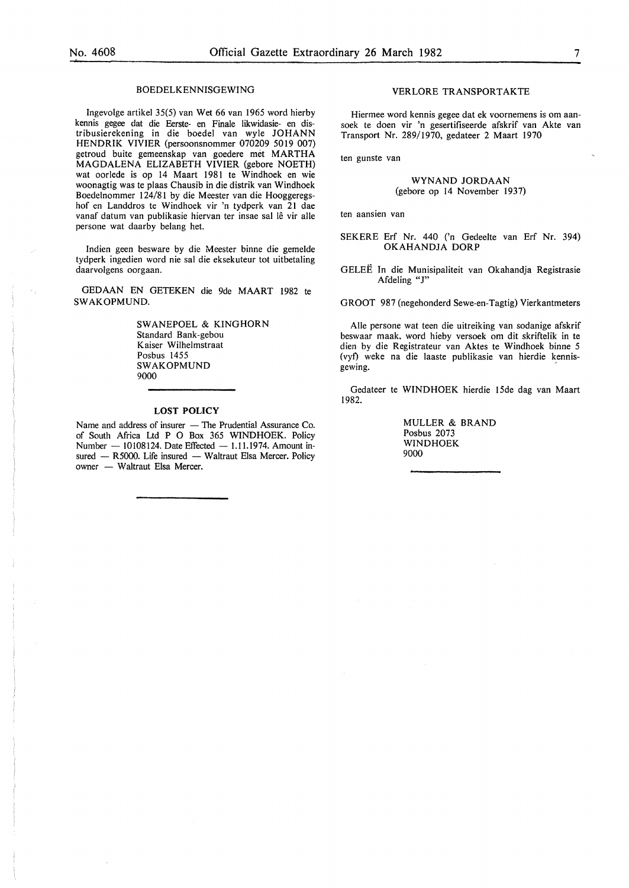## BOEDELKENNISGEWING

Ingevolge artikel 35(5) van Wet 66 van 1965 word hierby kennis gegee dat die Eerste- en Finale likwidasie- en distribusierekening in die boedel van wyle JOHANN HENDRIK VIVIER (persoonsnommer 070209 5019 007) getroud buite gemeenskap van goedere met MARTHA MAGDALENA ELIZABETH VIVIER (gebore NOETH) wat oorlede is op 14 Maart 1981 te Windhoek en wie woonagtig was te plaas Chausib in die distrik van Windhoek Boedelnommer 124/81 by die Meester van die Hooggeregshof en Landdros te Windhoek vir 'n tydperk van 21 dae vanaf datum van publikasie hiervan ter insae sal lê vir alle persone wat daarby belang het.

Indien geen besware by die Meester binne die gemelde tydperk ingedien word nie sal die eksekuteur tot uitbetaling daarvolgens oorgaan.

GEDAAN EN GETEKEN die 9de MAART 1982 te SWAKOPMUND.

SWANEPOEL & KINGHORN
Standard Bank-gebou
Kaiser Wilhelmstraat
Posbus 1455
SWAKOPMUND
9000

## LOST POLICY

Name and address of insurer — The Prudential Assurance Co. of South Africa Ltd P O Box 365 WINDHOEK. Policy Number — 10108124. Date Effected — 1.11.1974. Amount insured — R5000. Life insured — Waltraut Elsa Mercer. Policy owner — Waltraut Elsa Mercer.

## VERLORE TRANSPORTAKTE

Hiermee word kennis gegee dat ek voornemens is om aansoek te doen vir 'n gesertifiseerde afskrif van Akte van Transport Nr. 289/1970, gedateer 2 Maart 1970

ten gunste van

WYNAND JORDAAN
(gebore op 14 November 1937)

ten aansien van

SEKERE Erf Nr. 440 ('n Gedeelte van Erf Nr. 394) OKAHANDJA DORP

GELEË In die Munisipaliteit van Okahandja Registrasie Afdeling "J"

GROOT 987 (negehonderd Sewe-en-Tagtig) Vierkantmeters

Alle persone wat teen die uitreiking van sodanige afskrif beswaar maak, word hieby versoek om dit skriftelik in te dien by die Registrateur van Aktes te Windhoek binne 5 (vyf) weke na die laaste publikasie van hierdie kennisgewing.

Gedateer te WINDHOEK hierdie 15de dag van Maart 1982.

MULLER & BRAND
Posbus 2073
WINDHOEK
9000